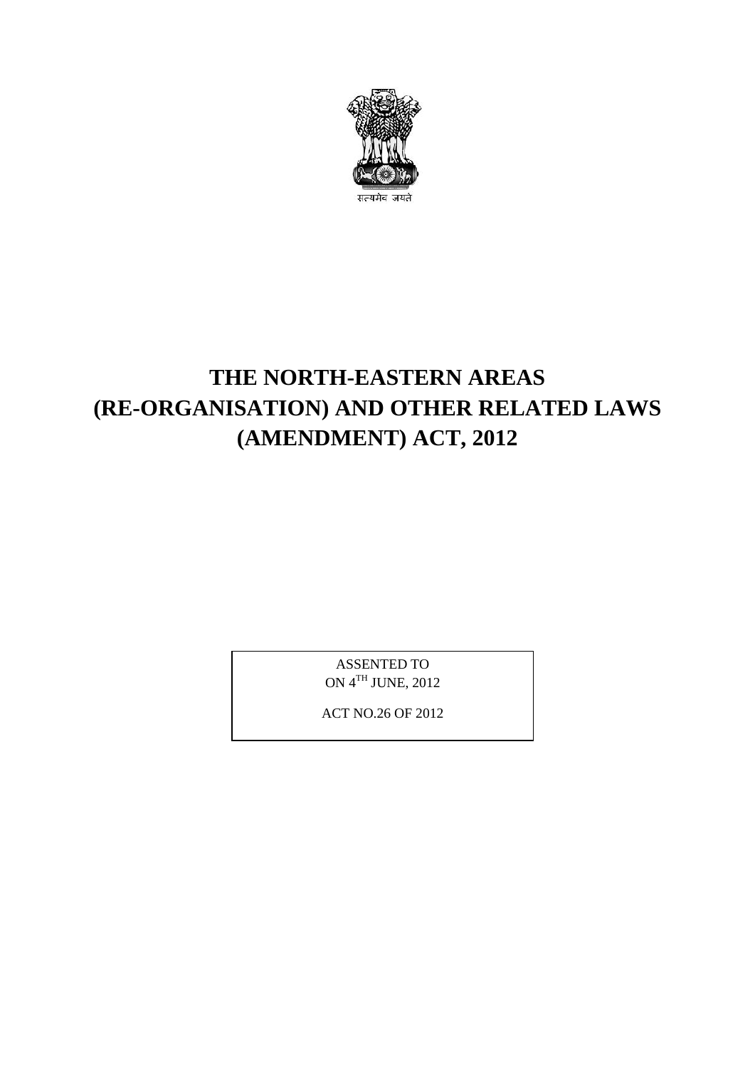सत्यमेव जयते

# THE NORTH-EASTERN AREAS (RE-ORGANISATION) AND OTHER RELATED LAWS (AMENDMENT) ACT, 2012

ASSENTED TO
ON 4TH JUNE, 2012

ACT NO.26 OF 2012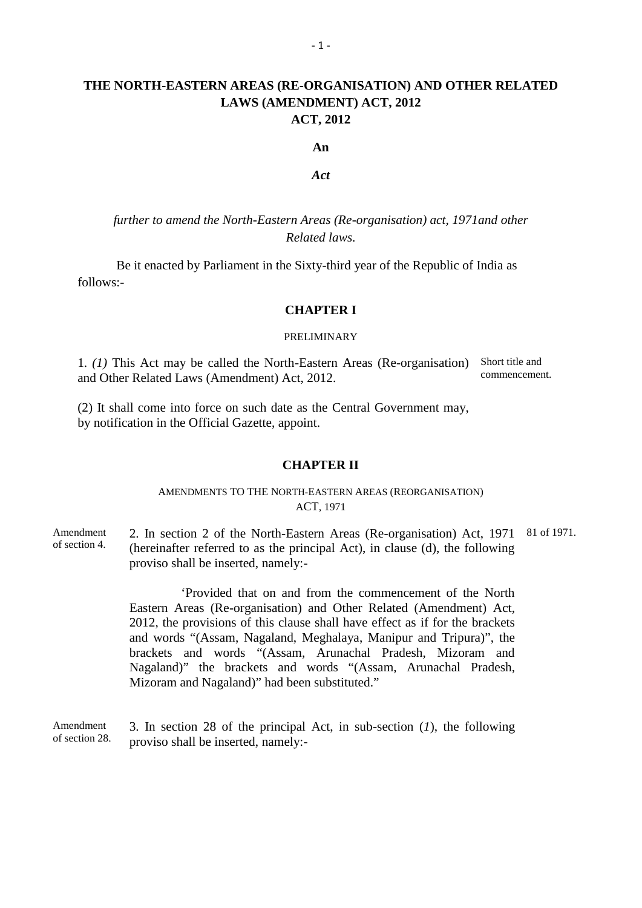# THE NORTH-EASTERN AREAS (RE-ORGANISATION) AND OTHER RELATED LAWS (AMENDMENT) ACT, 2012
## ACT, 2012

**An**

***Act***

*further to amend the North-Eastern Areas (Re-organisation) act, 1971and other Related laws.*

Be it enacted by Parliament in the Sixty-third year of the Republic of India as follows:-

### CHAPTER I

PRELIMINARY

Short title and commencement.

1. *(1)* This Act may be called the North-Eastern Areas (Re-organisation) and Other Related Laws (Amendment) Act, 2012.

(2) It shall come into force on such date as the Central Government may, by notification in the Official Gazette, appoint.

### CHAPTER II

AMENDMENTS TO THE NORTH-EASTERN AREAS (REORGANISATION) ACT, 1971

Amendment of section 4.

81 of 1971.

2. In section 2 of the North-Eastern Areas (Re-organisation) Act, 1971 (hereinafter referred to as the principal Act), in clause (d), the following proviso shall be inserted, namely:-

'Provided that on and from the commencement of the North Eastern Areas (Re-organisation) and Other Related (Amendment) Act, 2012, the provisions of this clause shall have effect as if for the brackets and words "(Assam, Nagaland, Meghalaya, Manipur and Tripura)", the brackets and words "(Assam, Arunachal Pradesh, Mizoram and Nagaland)" the brackets and words "(Assam, Arunachal Pradesh, Mizoram and Nagaland)" had been substituted."

Amendment of section 28.

3. In section 28 of the principal Act, in sub-section (*1*), the following proviso shall be inserted, namely:-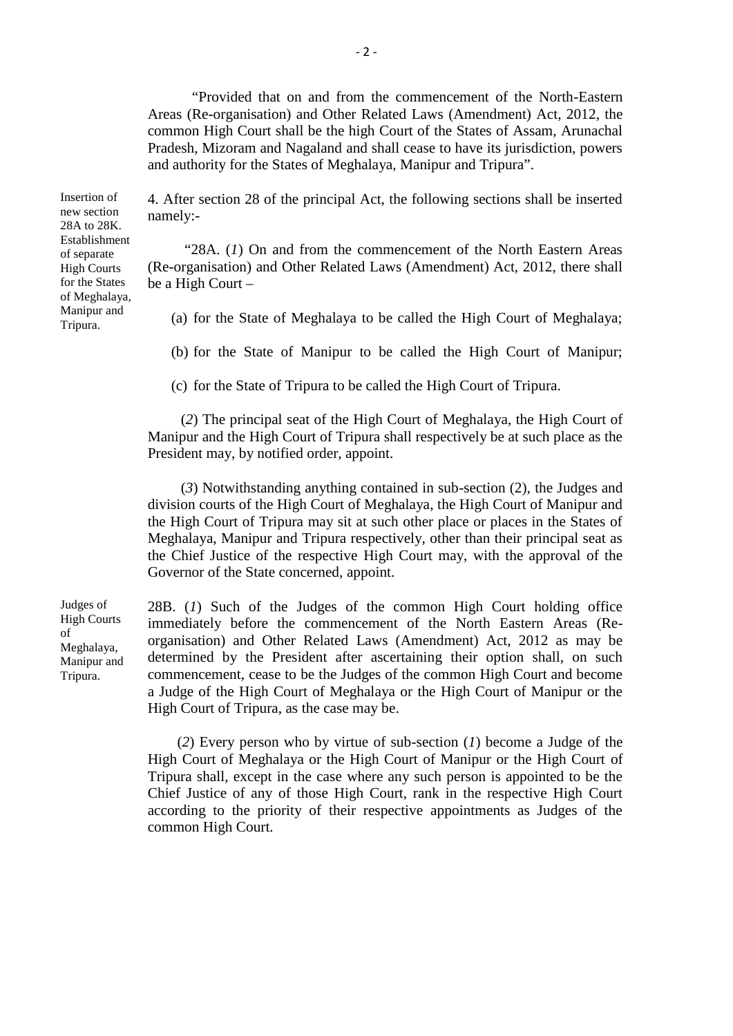"Provided that on and from the commencement of the North-Eastern Areas (Re-organisation) and Other Related Laws (Amendment) Act, 2012, the common High Court shall be the high Court of the States of Assam, Arunachal Pradesh, Mizoram and Nagaland and shall cease to have its jurisdiction, powers and authority for the States of Meghalaya, Manipur and Tripura".

*Insertion of new section 28A to 28K. Establishment of separate High Courts for the States of Meghalaya, Manipur and Tripura.*

4. After section 28 of the principal Act, the following sections shall be inserted namely:-

"28A. (*1*) On and from the commencement of the North Eastern Areas (Re-organisation) and Other Related Laws (Amendment) Act, 2012, there shall be a High Court –

(a) for the State of Meghalaya to be called the High Court of Meghalaya;

(b) for the State of Manipur to be called the High Court of Manipur;

(c) for the State of Tripura to be called the High Court of Tripura.

(*2*) The principal seat of the High Court of Meghalaya, the High Court of Manipur and the High Court of Tripura shall respectively be at such place as the President may, by notified order, appoint.

(*3*) Notwithstanding anything contained in sub-section (2), the Judges and division courts of the High Court of Meghalaya, the High Court of Manipur and the High Court of Tripura may sit at such other place or places in the States of Meghalaya, Manipur and Tripura respectively, other than their principal seat as the Chief Justice of the respective High Court may, with the approval of the Governor of the State concerned, appoint.

*Judges of High Courts of Meghalaya, Manipur and Tripura.*

28B. (*1*) Such of the Judges of the common High Court holding office immediately before the commencement of the North Eastern Areas (Re-organisation) and Other Related Laws (Amendment) Act, 2012 as may be determined by the President after ascertaining their option shall, on such commencement, cease to be the Judges of the common High Court and become a Judge of the High Court of Meghalaya or the High Court of Manipur or the High Court of Tripura, as the case may be.

(*2*) Every person who by virtue of sub-section (*1*) become a Judge of the High Court of Meghalaya or the High Court of Manipur or the High Court of Tripura shall, except in the case where any such person is appointed to be the Chief Justice of any of those High Court, rank in the respective High Court according to the priority of their respective appointments as Judges of the common High Court.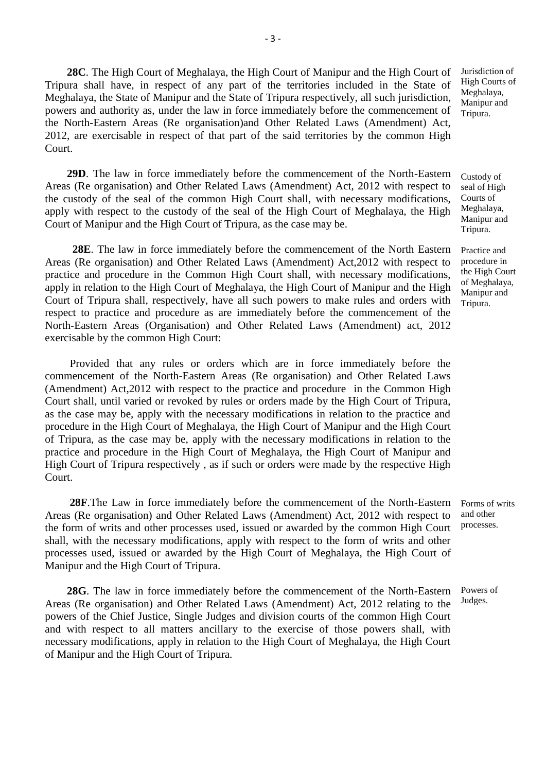**28C**. The High Court of Meghalaya, the High Court of Manipur and the High Court of Tripura shall have, in respect of any part of the territories included in the State of Meghalaya, the State of Manipur and the State of Tripura respectively, all such jurisdiction, powers and authority as, under the law in force immediately before the commencement of the North-Eastern Areas (Re organisation)and Other Related Laws (Amendment) Act, 2012, are exercisable in respect of that part of the said territories by the common High Court.

Jurisdiction of High Courts of Meghalaya, Manipur and Tripura.

**29D**. The law in force immediately before the commencement of the North-Eastern Areas (Re organisation) and Other Related Laws (Amendment) Act, 2012 with respect to the custody of the seal of the common High Court shall, with necessary modifications, apply with respect to the custody of the seal of the High Court of Meghalaya, the High Court of Manipur and the High Court of Tripura, as the case may be.

Custody of seal of High Courts of Meghalaya, Manipur and Tripura.

**28E**. The law in force immediately before the commencement of the North Eastern Areas (Re organisation) and Other Related Laws (Amendment) Act,2012 with respect to practice and procedure in the Common High Court shall, with necessary modifications, apply in relation to the High Court of Meghalaya, the High Court of Manipur and the High Court of Tripura shall, respectively, have all such powers to make rules and orders with respect to practice and procedure as are immediately before the commencement of the North-Eastern Areas (Organisation) and Other Related Laws (Amendment) act, 2012 exercisable by the common High Court:

Practice and procedure in the High Court of Meghalaya, Manipur and Tripura.

Provided that any rules or orders which are in force immediately before the commencement of the North-Eastern Areas (Re organisation) and Other Related Laws (Amendment) Act,2012 with respect to the practice and procedure in the Common High Court shall, until varied or revoked by rules or orders made by the High Court of Tripura, as the case may be, apply with the necessary modifications in relation to the practice and procedure in the High Court of Meghalaya, the High Court of Manipur and the High Court of Tripura, as the case may be, apply with the necessary modifications in relation to the practice and procedure in the High Court of Meghalaya, the High Court of Manipur and High Court of Tripura respectively , as if such or orders were made by the respective High Court.

**28F**.The Law in force immediately before the commencement of the North-Eastern Areas (Re organisation) and Other Related Laws (Amendment) Act, 2012 with respect to the form of writs and other processes used, issued or awarded by the common High Court shall, with the necessary modifications, apply with respect to the form of writs and other processes used, issued or awarded by the High Court of Meghalaya, the High Court of Manipur and the High Court of Tripura.

Forms of writs and other processes.

**28G**. The law in force immediately before the commencement of the North-Eastern Areas (Re organisation) and Other Related Laws (Amendment) Act, 2012 relating to the powers of the Chief Justice, Single Judges and division courts of the common High Court and with respect to all matters ancillary to the exercise of those powers shall, with necessary modifications, apply in relation to the High Court of Meghalaya, the High Court of Manipur and the High Court of Tripura.

Powers of Judges.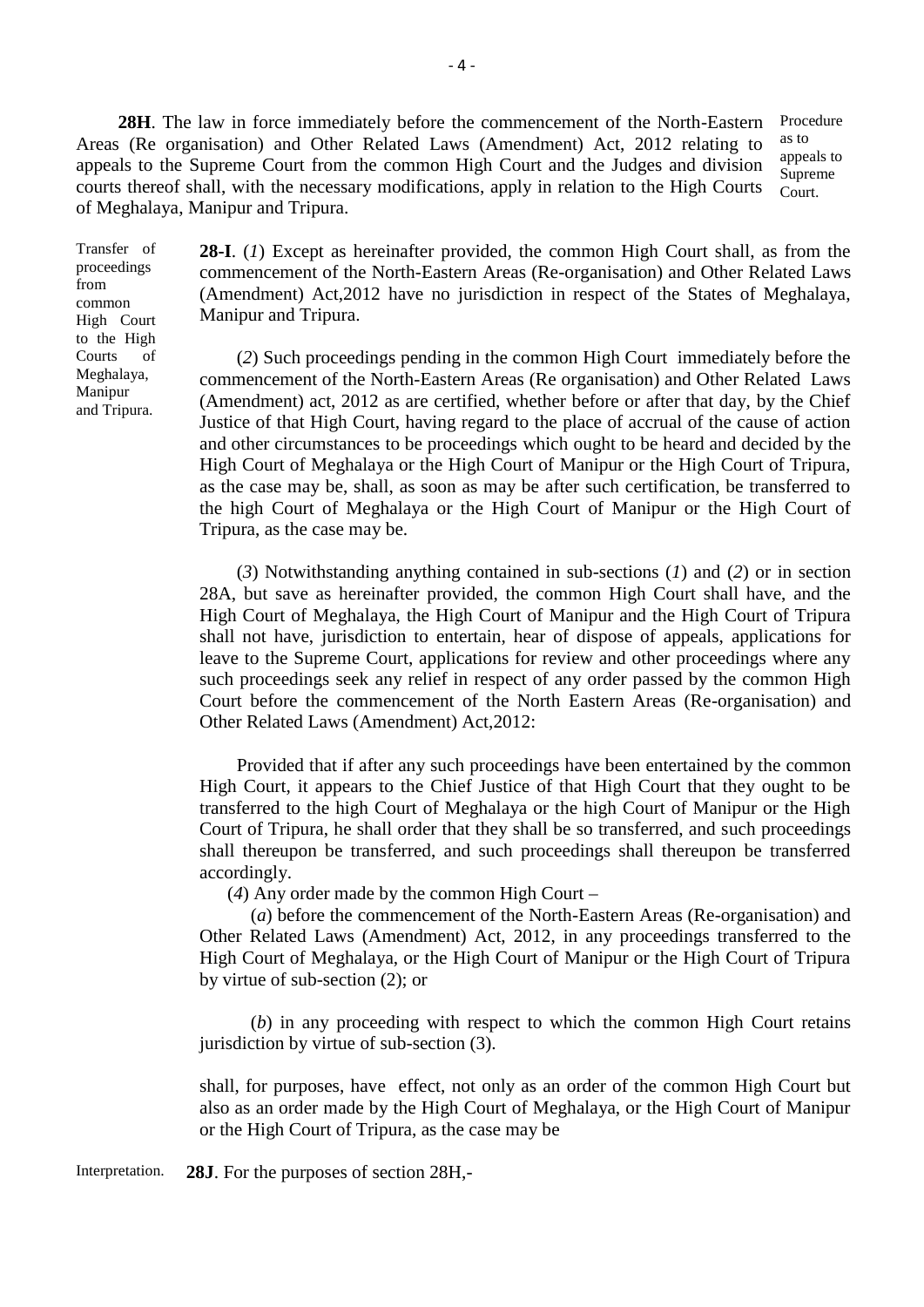**28H**. The law in force immediately before the commencement of the North-Eastern Areas (Re organisation) and Other Related Laws (Amendment) Act, 2012 relating to appeals to the Supreme Court from the common High Court and the Judges and division courts thereof shall, with the necessary modifications, apply in relation to the High Courts of Meghalaya, Manipur and Tripura.

Procedure as to appeals to Supreme Court.

Transfer of proceedings from common High Court to the High Courts of Meghalaya, Manipur and Tripura.

**28-I**. (*1*) Except as hereinafter provided, the common High Court shall, as from the commencement of the North-Eastern Areas (Re-organisation) and Other Related Laws (Amendment) Act,2012 have no jurisdiction in respect of the States of Meghalaya, Manipur and Tripura.

(*2*) Such proceedings pending in the common High Court immediately before the commencement of the North-Eastern Areas (Re organisation) and Other Related Laws (Amendment) act, 2012 as are certified, whether before or after that day, by the Chief Justice of that High Court, having regard to the place of accrual of the cause of action and other circumstances to be proceedings which ought to be heard and decided by the High Court of Meghalaya or the High Court of Manipur or the High Court of Tripura, as the case may be, shall, as soon as may be after such certification, be transferred to the high Court of Meghalaya or the High Court of Manipur or the High Court of Tripura, as the case may be.

(*3*) Notwithstanding anything contained in sub-sections (*1*) and (*2*) or in section 28A, but save as hereinafter provided, the common High Court shall have, and the High Court of Meghalaya, the High Court of Manipur and the High Court of Tripura shall not have, jurisdiction to entertain, hear of dispose of appeals, applications for leave to the Supreme Court, applications for review and other proceedings where any such proceedings seek any relief in respect of any order passed by the common High Court before the commencement of the North Eastern Areas (Re-organisation) and Other Related Laws (Amendment) Act,2012:

Provided that if after any such proceedings have been entertained by the common High Court, it appears to the Chief Justice of that High Court that they ought to be transferred to the high Court of Meghalaya or the high Court of Manipur or the High Court of Tripura, he shall order that they shall be so transferred, and such proceedings shall thereupon be transferred, and such proceedings shall thereupon be transferred accordingly.

(*4*) Any order made by the common High Court –

(*a*) before the commencement of the North-Eastern Areas (Re-organisation) and Other Related Laws (Amendment) Act, 2012, in any proceedings transferred to the High Court of Meghalaya, or the High Court of Manipur or the High Court of Tripura by virtue of sub-section (2); or

(*b*) in any proceeding with respect to which the common High Court retains jurisdiction by virtue of sub-section (3).

shall, for purposes, have effect, not only as an order of the common High Court but also as an order made by the High Court of Meghalaya, or the High Court of Manipur or the High Court of Tripura, as the case may be

Interpretation.

**28J**. For the purposes of section 28H,-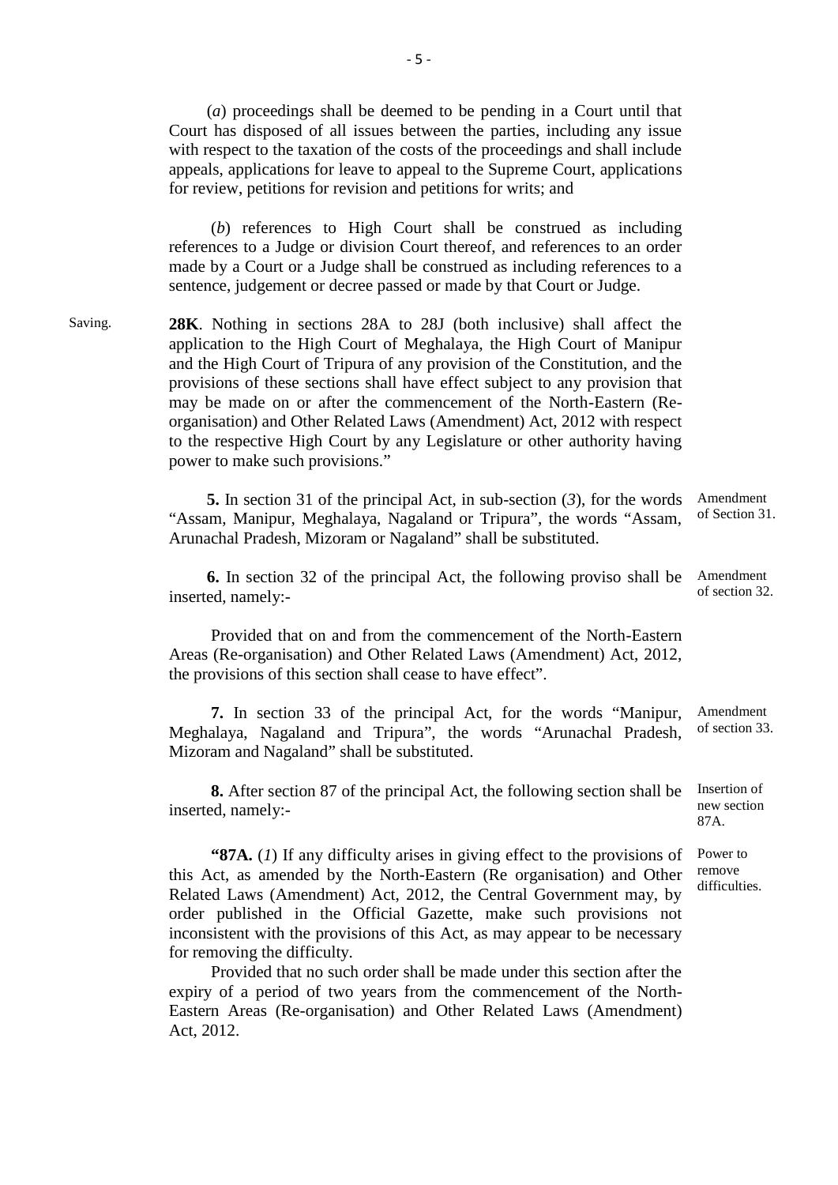(*a*) proceedings shall be deemed to be pending in a Court until that Court has disposed of all issues between the parties, including any issue with respect to the taxation of the costs of the proceedings and shall include appeals, applications for leave to appeal to the Supreme Court, applications for review, petitions for revision and petitions for writs; and

(*b*) references to High Court shall be construed as including references to a Judge or division Court thereof, and references to an order made by a Court or a Judge shall be construed as including references to a sentence, judgement or decree passed or made by that Court or Judge.

Saving.

**28K**. Nothing in sections 28A to 28J (both inclusive) shall affect the application to the High Court of Meghalaya, the High Court of Manipur and the High Court of Tripura of any provision of the Constitution, and the provisions of these sections shall have effect subject to any provision that may be made on or after the commencement of the North-Eastern (Re-organisation) and Other Related Laws (Amendment) Act, 2012 with respect to the respective High Court by any Legislature or other authority having power to make such provisions."

Amendment of Section 31.

**5.** In section 31 of the principal Act, in sub-section (*3*), for the words "Assam, Manipur, Meghalaya, Nagaland or Tripura", the words "Assam, Arunachal Pradesh, Mizoram or Nagaland" shall be substituted.

Amendment of section 32.

**6.** In section 32 of the principal Act, the following proviso shall be inserted, namely:-

Provided that on and from the commencement of the North-Eastern Areas (Re-organisation) and Other Related Laws (Amendment) Act, 2012, the provisions of this section shall cease to have effect".

Amendment of section 33.

**7.** In section 33 of the principal Act, for the words "Manipur, Meghalaya, Nagaland and Tripura", the words "Arunachal Pradesh, Mizoram and Nagaland" shall be substituted.

Insertion of new section 87A.

**8.** After section 87 of the principal Act, the following section shall be inserted, namely:-

Power to remove difficulties.

**"87A.** (*1*) If any difficulty arises in giving effect to the provisions of this Act, as amended by the North-Eastern (Re organisation) and Other Related Laws (Amendment) Act, 2012, the Central Government may, by order published in the Official Gazette, make such provisions not inconsistent with the provisions of this Act, as may appear to be necessary for removing the difficulty.

Provided that no such order shall be made under this section after the expiry of a period of two years from the commencement of the North-Eastern Areas (Re-organisation) and Other Related Laws (Amendment) Act, 2012.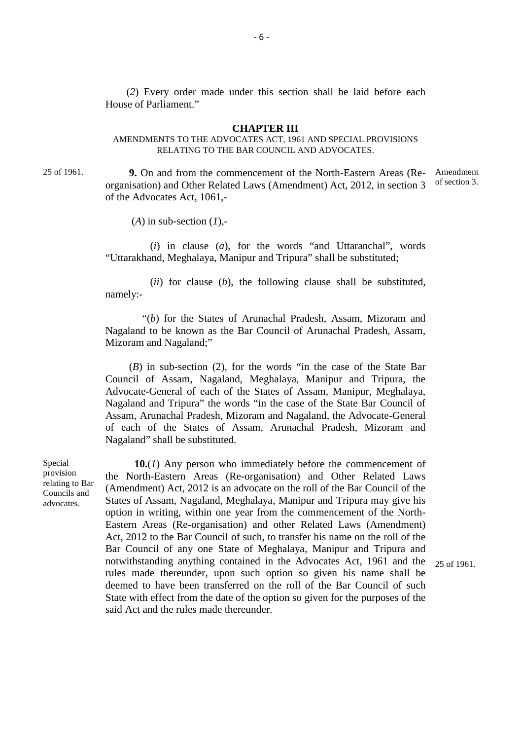(*2*) Every order made under this section shall be laid before each House of Parliament."

## CHAPTER III

### AMENDMENTS TO THE ADVOCATES ACT, 1961 AND SPECIAL PROVISIONS RELATING TO THE BAR COUNCIL AND ADVOCATES.

25 of 1961.

Amendment of section 3.

**9.** On and from the commencement of the North-Eastern Areas (Re-organisation) and Other Related Laws (Amendment) Act, 2012, in section 3 of the Advocates Act, 1061,-

(*A*) in sub-section (*1*),-

(*i*) in clause (*a*), for the words "and Uttaranchal", words "Uttarakhand, Meghalaya, Manipur and Tripura" shall be substituted;

(*ii*) for clause (*b*), the following clause shall be substituted, namely:-

"(*b*) for the States of Arunachal Pradesh, Assam, Mizoram and Nagaland to be known as the Bar Council of Arunachal Pradesh, Assam, Mizoram and Nagaland;"

(*B*) in sub-section (2), for the words "in the case of the State Bar Council of Assam, Nagaland, Meghalaya, Manipur and Tripura, the Advocate-General of each of the States of Assam, Manipur, Meghalaya, Nagaland and Tripura" the words "in the case of the State Bar Council of Assam, Arunachal Pradesh, Mizoram and Nagaland, the Advocate-General of each of the States of Assam, Arunachal Pradesh, Mizoram and Nagaland" shall be substituted.

Special provision relating to Bar Councils and advocates.

**10.**(*1*) Any person who immediately before the commencement of the North-Eastern Areas (Re-organisation) and Other Related Laws (Amendment) Act, 2012 is an advocate on the roll of the Bar Council of the States of Assam, Nagaland, Meghalaya, Manipur and Tripura may give his option in writing, within one year from the commencement of the North-Eastern Areas (Re-organisation) and other Related Laws (Amendment) Act, 2012 to the Bar Council of such, to transfer his name on the roll of the Bar Council of any one State of Meghalaya, Manipur and Tripura and notwithstanding anything contained in the Advocates Act, 1961 and the rules made thereunder, upon such option so given his name shall be deemed to have been transferred on the roll of the Bar Council of such State with effect from the date of the option so given for the purposes of the said Act and the rules made thereunder.

25 of 1961.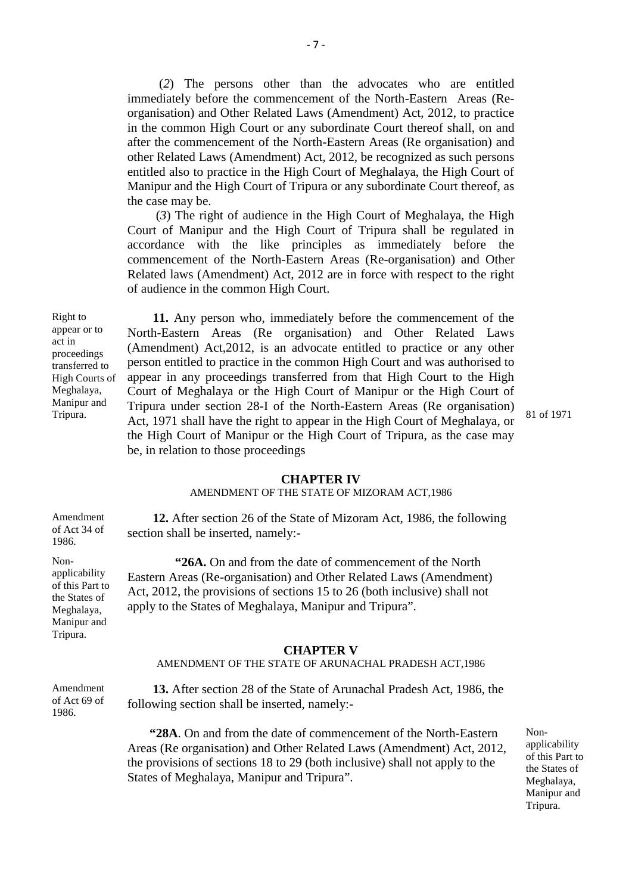(*2*) The persons other than the advocates who are entitled immediately before the commencement of the North-Eastern Areas (Re-organisation) and Other Related Laws (Amendment) Act, 2012, to practice in the common High Court or any subordinate Court thereof shall, on and after the commencement of the North-Eastern Areas (Re organisation) and other Related Laws (Amendment) Act, 2012, be recognized as such persons entitled also to practice in the High Court of Meghalaya, the High Court of Manipur and the High Court of Tripura or any subordinate Court thereof, as the case may be.

(*3*) The right of audience in the High Court of Meghalaya, the High Court of Manipur and the High Court of Tripura shall be regulated in accordance with the like principles as immediately before the commencement of the North-Eastern Areas (Re-organisation) and Other Related laws (Amendment) Act, 2012 are in force with respect to the right of audience in the common High Court.

Right to appear or to act in proceedings transferred to High Courts of Meghalaya, Manipur and Tripura.

**11.** Any person who, immediately before the commencement of the North-Eastern Areas (Re organisation) and Other Related Laws (Amendment) Act,2012, is an advocate entitled to practice or any other person entitled to practice in the common High Court and was authorised to appear in any proceedings transferred from that High Court to the High Court of Meghalaya or the High Court of Manipur or the High Court of Tripura under section 28-I of the North-Eastern Areas (Re organisation) Act, 1971 shall have the right to appear in the High Court of Meghalaya, or the High Court of Manipur or the High Court of Tripura, as the case may be, in relation to those proceedings

81 of 1971

## CHAPTER IV

### AMENDMENT OF THE STATE OF MIZORAM ACT,1986

Amendment of Act 34 of 1986.

**12.** After section 26 of the State of Mizoram Act, 1986, the following section shall be inserted, namely:-

Non-applicability of this Part to the States of Meghalaya, Manipur and Tripura.

**"26A.** On and from the date of commencement of the North Eastern Areas (Re-organisation) and Other Related Laws (Amendment) Act, 2012, the provisions of sections 15 to 26 (both inclusive) shall not apply to the States of Meghalaya, Manipur and Tripura".

## CHAPTER V

### AMENDMENT OF THE STATE OF ARUNACHAL PRADESH ACT,1986

Amendment of Act 69 of 1986.

**13.** After section 28 of the State of Arunachal Pradesh Act, 1986, the following section shall be inserted, namely:-

**"28A**. On and from the date of commencement of the North-Eastern Areas (Re organisation) and Other Related Laws (Amendment) Act, 2012, the provisions of sections 18 to 29 (both inclusive) shall not apply to the States of Meghalaya, Manipur and Tripura".

Non-applicability of this Part to the States of Meghalaya, Manipur and Tripura.